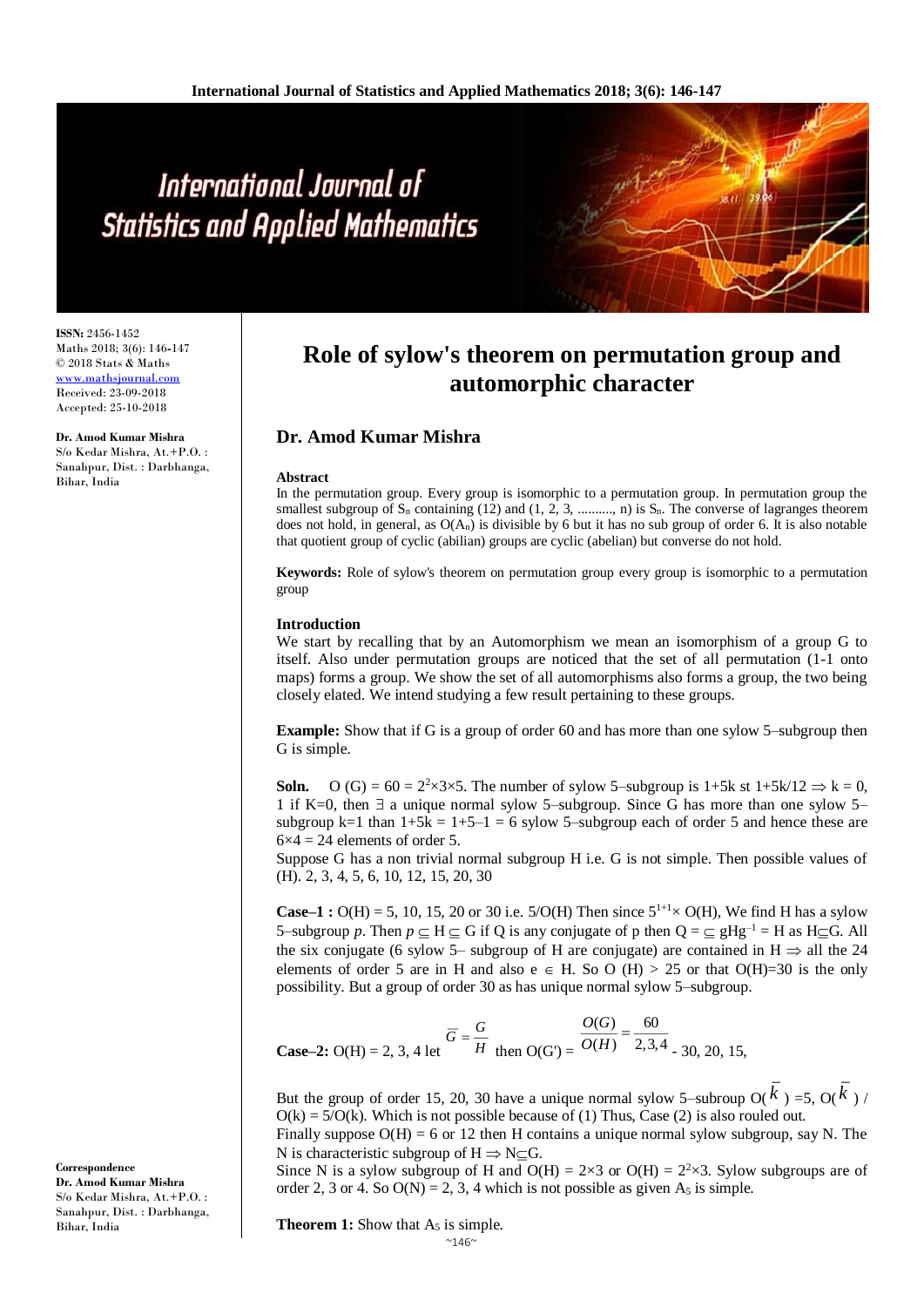# Role of sylow's theorem on permutation group and automorphic character

## Dr. Amod Kumar Mishra

ISSN: 2456-1452
Maths 2018; 3(6): 146-147
© 2018 Stats & Maths
www.mathsjournal.com
Received: 23-09-2018
Accepted: 25-10-2018

**Dr. Amod Kumar Mishra**
S/o Kedar Mishra, At.+P.O. : Sanahpur, Dist. : Darbhanga, Bihar, India

**Correspondence**
**Dr. Amod Kumar Mishra**
S/o Kedar Mishra, At.+P.O. : Sanahpur, Dist. : Darbhanga, Bihar, India

### Abstract

In the permutation group. Every group is isomorphic to a permutation group. In permutation group the smallest subgroup of $S_n$ containing (12) and (1, 2, 3, .........., n) is $S_n$. The converse of lagranges theorem does not hold, in general, as $O(A_n)$ is divisible by 6 but it has no sub group of order 6. It is also notable that quotient group of cyclic (abilian) groups are cyclic (abelian) but converse do not hold.

**Keywords:** Role of sylow's theorem on permutation group every group is isomorphic to a permutation group

### Introduction

We start by recalling that by an Automorphism we mean an isomorphism of a group G to itself. Also under permutation groups are noticed that the set of all permutation (1-1 onto maps) forms a group. We show the set of all automorphisms also forms a group, the two being closely elated. We intend studying a few result pertaining to these groups.

**Example:** Show that if G is a group of order 60 and has more than one sylow 5–subgroup then G is simple.

**Soln.** O (G) = 60 = $2^2\times3\times5$. The number of sylow 5–subgroup is 1+5k st 1+5k/12 $\Rightarrow$ k = 0, 1 if K=0, then $\exists$ a unique normal sylow 5–subgroup. Since G has more than one sylow 5–subgroup k=1 than 1+5k = 1+5–1 = 6 sylow 5–subgroup each of order 5 and hence these are $6\times4$ = 24 elements of order 5.

Suppose G has a non trivial normal subgroup H i.e. G is not simple. Then possible values of (H). 2, 3, 4, 5, 6, 10, 12, 15, 20, 30

**Case–1 :** O(H) = 5, 10, 15, 20 or 30 i.e. 5/O(H) Then since $5^{1+1}\times$ O(H), We find H has a sylow 5–subgroup *p*. Then $p \subseteq$ H $\subseteq$ G if Q is any conjugate of p then Q = $\subseteq$ $gHg^{-1}$ = H as H$\subseteq$G. All the six conjugate (6 sylow 5– subgroup of H are conjugate) are contained in H $\Rightarrow$ all the 24 elements of order 5 are in H and also e $\in$ H. So O (H) > 25 or that O(H)=30 is the only possibility. But a group of order 30 as has unique normal sylow 5–subgroup.

**Case–2:** O(H) = 2, 3, 4 let $\bar{G} = \dfrac{G}{H}$ then O(G') = $\dfrac{O(G)}{O(H)} = \dfrac{60}{2,3,4}$ - 30, 20, 15,

But the group of order 15, 20, 30 have a unique normal sylow 5–subroup O($\bar{k}$) =5, O($\bar{k}$) / O(k) = 5/O(k). Which is not possible because of (1) Thus, Case (2) is also rouled out.

Finally suppose O(H) = 6 or 12 then H contains a unique normal sylow subgroup, say N. The N is characteristic subgroup of H $\Rightarrow$ N$\subseteq$G.

Since N is a sylow subgroup of H and O(H) = $2\times3$ or O(H) = $2^2\times3$. Sylow subgroups are of order 2, 3 or 4. So O(N) = 2, 3, 4 which is not possible as given $A_5$ is simple.

**Theorem 1:** Show that $A_5$ is simple.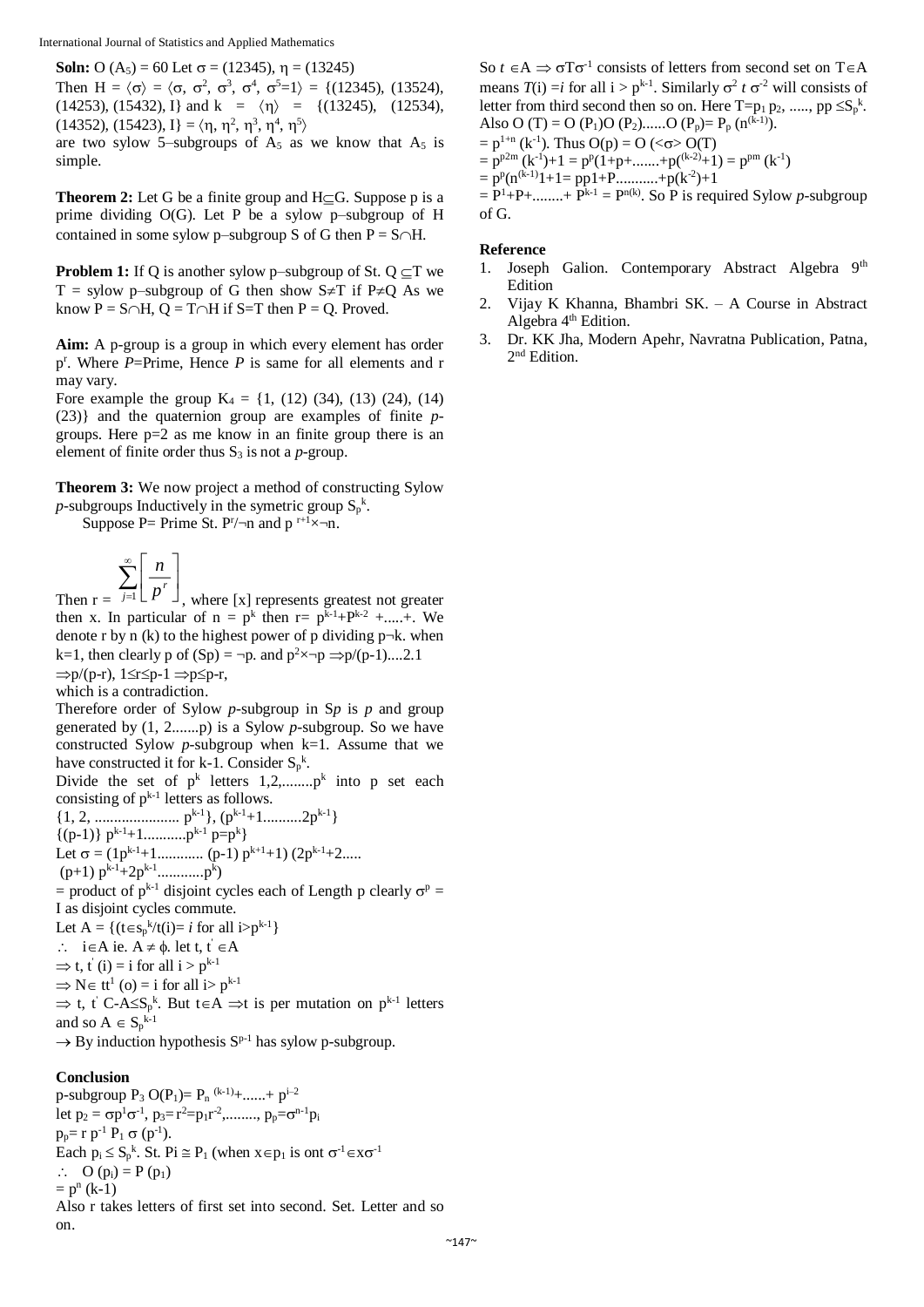**Soln:** O $(A_5)$ = 60 Let $\sigma$ = (12345), $\eta$ = (13245)

Then H = $\langle\sigma\rangle = \langle\sigma, \sigma^2, \sigma^3, \sigma^4, \sigma^5{=}1\rangle$ = {(12345), (13524), (14253), (15432), I} and k = $\langle\eta\rangle$ = {(13245), (12534), (14352), (15423), I} = $\langle\eta, \eta^2, \eta^3, \eta^4, \eta^5\rangle$ are two sylow 5–subgroups of $A_5$ as we know that $A_5$ is simple.

**Theorem 2:** Let G be a finite group and H$\subseteq$G. Suppose p is a prime dividing O(G). Let P be a sylow p–subgroup of H contained in some sylow p–subgroup S of G then P = S$\cap$H.

**Problem 1:** If Q is another sylow p–subgroup of St. Q $\subseteq$T we T = sylow p–subgroup of G then show S$\neq$T if P$\neq$Q As we know P = S$\cap$H, Q = T$\cap$H if S=T then P = Q. Proved.

**Aim:** A p-group is a group in which every element has order $p^r$. Where *P*=Prime, Hence *P* is same for all elements and r may vary.

Fore example the group $K_4$ = {1, (12) (34), (13) (24), (14) (23)} and the quaternion group are examples of finite *p*-groups. Here p=2 as me know in an finite group there is an element of finite order thus $S_3$ is not a *p*-group.

**Theorem 3:** We now project a method of constructing Sylow *p*-subgroups Inductively in the symetric group $S_p{}^k$.

Suppose P= Prime St. $P^r/\neg n$ and $p^{r+1}\times\neg n$.

Then r = $\sum_{j=1}^{\infty}\left[\frac{n}{p^r}\right]$, where [x] represents greatest not greater then x. In particular of n = $p^k$ then r= $p^{k-1}$+$P^{k-2}$ +.....+. We denote r by n (k) to the highest power of p dividing p$\neg$k. when k=1, then clearly p of (Sp) = $\neg$p. and $p^2\times\neg p \Rightarrow p/(p\text{-}1)$....2.1

$\Rightarrow p/(p\text{-}r)$, 1$\leq$r$\leq$p-1 $\Rightarrow$p$\leq$p-r,

which is a contradiction.

Therefore order of Sylow *p*-subgroup in S*p* is *p* and group generated by (1, 2.......p) is a Sylow *p*-subgroup. So we have constructed Sylow *p*-subgroup when k=1. Assume that we have constructed it for k-1. Consider $S_p{}^k$.

Divide the set of $p^k$ letters 1,2,........$p^k$ into p set each consisting of $p^{k-1}$ letters as follows.

{1, 2, ...................... $p^{k-1}$}, ($p^{k-1}$+1..........2$p^{k-1}$}

{(p-1)} $p^{k-1}$+1...........$p^{k-1}$ p=$p^k$}

Let $\sigma$ = (1$p^{k-1}$+1............ (p-1) $p^{k+1}$+1) (2$p^{k-1}$+2.....

(p+1) $p^{k-1}$+2$p^{k-1}$............$p^k$)

= product of $p^{k-1}$ disjoint cycles each of Length p clearly $\sigma^p$ = I as disjoint cycles commute.

Let A = {(t$\in s_p{}^k$/t(i)= *i* for all i>$p^{k-1}$}

$\therefore$ i$\in$A ie. A $\neq \phi$. let t, t$'$ $\in$A

$\Rightarrow$ t, t$'$ (i) = i for all i > $p^{k-1}$

$\Rightarrow$ N$\in$ tt$^1$ (o) = i for all i> $p^{k-1}$

$\Rightarrow$ t, t$'$ C-A$\leq S_p{}^k$. But t$\in$A $\Rightarrow$t is per mutation on $p^{k-1}$ letters and so A $\in S_p{}^{k-1}$

$\rightarrow$ By induction hypothesis $S^{p-1}$ has sylow p-subgroup.

**Conclusion**

p-subgroup $P_3$ O($P_1$)= $P_n$ $^{(k-1)}$+......+ $p^{i-2}$

let $p_2$ = $\sigma p^1\sigma^{-1}$, $p_3$= $r^2$=$p_1r^{-2}$,........, $p_p$=$\sigma^{n-1}p_i$

$p_p$= r $p^{-1}$ $P_1$ $\sigma$ ($p^{-1}$).

Each $p_i \leq S_p{}^k$. St. Pi $\cong P_1$ (when x$\in p_1$ is ont $\sigma^{-1}\in x\sigma^{-1}$

$\therefore$ O ($p_i$) = P ($p_1$)

= $p^n$ (k-1)

Also r takes letters of first set into second. Set. Letter and so on.

So *t* $\in$A $\Rightarrow$ $\sigma T\sigma^{-1}$ consists of letters from second set on T$\in$A means *T*(i) =*i* for all i > $p^{k-1}$. Similarly $\sigma^2$ *t* $\sigma^{-2}$ will consists of letter from third second then so on. Here T=$p_1$ $p_2$, ....., pp $\leq S_p{}^k$. Also O (T) = O ($P_1$)O ($P_2$)......O ($P_p$)= $P_p$ ($n^{(k-1)}$).

= $p^{1+n}$ ($k^{-1}$). Thus O(p) = O (<$\sigma$> O(T)

= $p^{p2m}$ ($k^{-1}$)+1 = $p^p$(1+p+.......+p($^{(k-2)}$+1) = $p^{pm}$ ($k^{-1}$)

= $p^p$($n^{(k-1)}$1+1= pp1+P...........+p($k^{-2}$)+1

= $P^1$+P+........+ $P^{k-1}$ = $P^{n(k)}$. So P is required Sylow *p*-subgroup of G.

## Reference

1. Joseph Galion. Contemporary Abstract Algebra 9th Edition
2. Vijay K Khanna, Bhambri SK. – A Course in Abstract Algebra 4th Edition.
3. Dr. KK Jha, Modern Apehr, Navratna Publication, Patna, 2nd Edition.